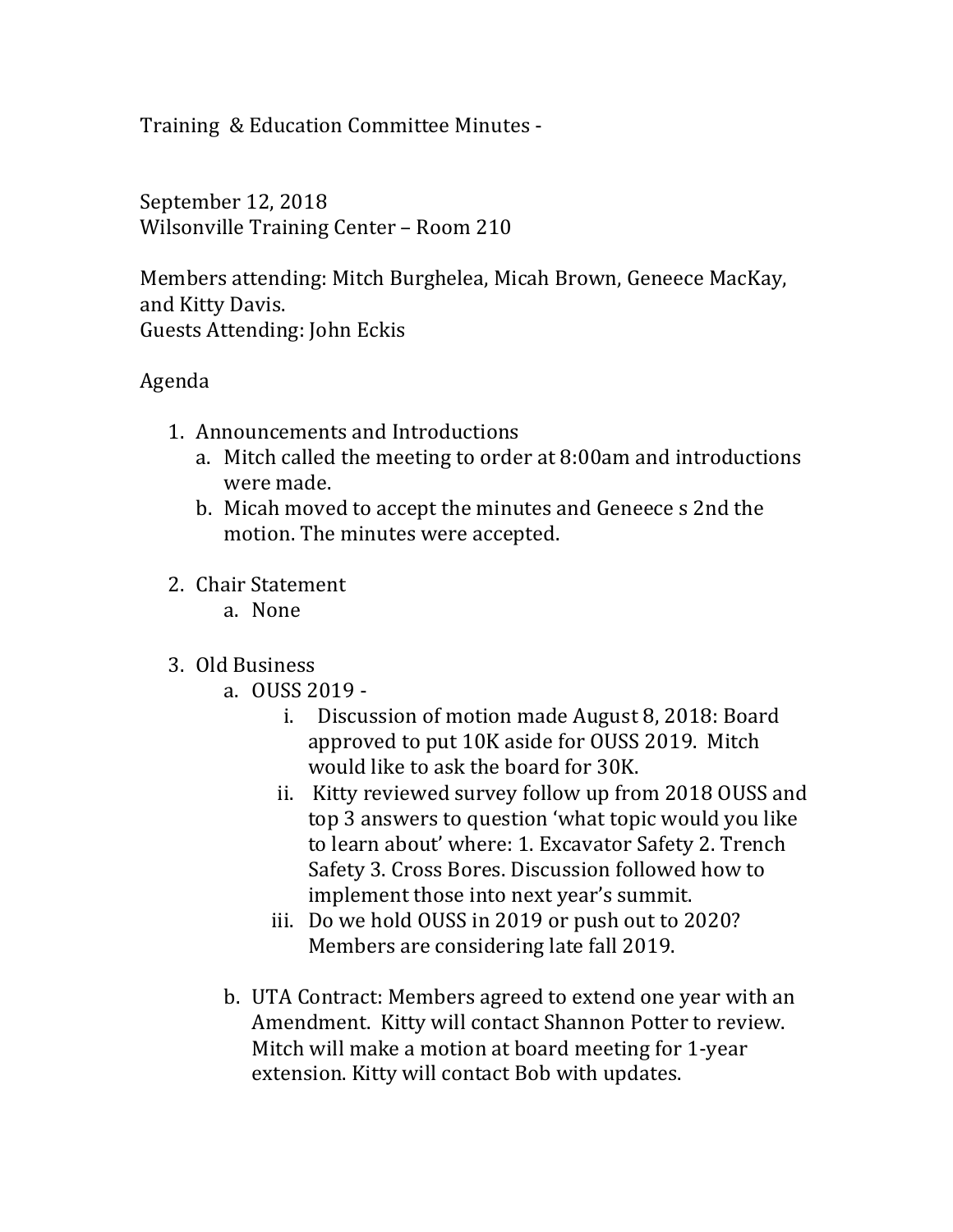# Training & Education Committee Minutes -

September 12, 2018
Wilsonville Training Center – Room 210

Members attending: Mitch Burghelea, Micah Brown, Geneece MacKay, and Kitty Davis.
Guests Attending: John Eckis

Agenda

1. Announcements and Introductions
   a. Mitch called the meeting to order at 8:00am and introductions were made.
   b. Micah moved to accept the minutes and Geneece s 2nd the motion. The minutes were accepted.

2. Chair Statement
   a. None

3. Old Business
   a. OUSS 2019 -
      i. Discussion of motion made August 8, 2018: Board approved to put 10K aside for OUSS 2019. Mitch would like to ask the board for 30K.
      ii. Kitty reviewed survey follow up from 2018 OUSS and top 3 answers to question 'what topic would you like to learn about' where: 1. Excavator Safety 2. Trench Safety 3. Cross Bores. Discussion followed how to implement those into next year's summit.
      iii. Do we hold OUSS in 2019 or push out to 2020? Members are considering late fall 2019.

   b. UTA Contract: Members agreed to extend one year with an Amendment. Kitty will contact Shannon Potter to review. Mitch will make a motion at board meeting for 1-year extension. Kitty will contact Bob with updates.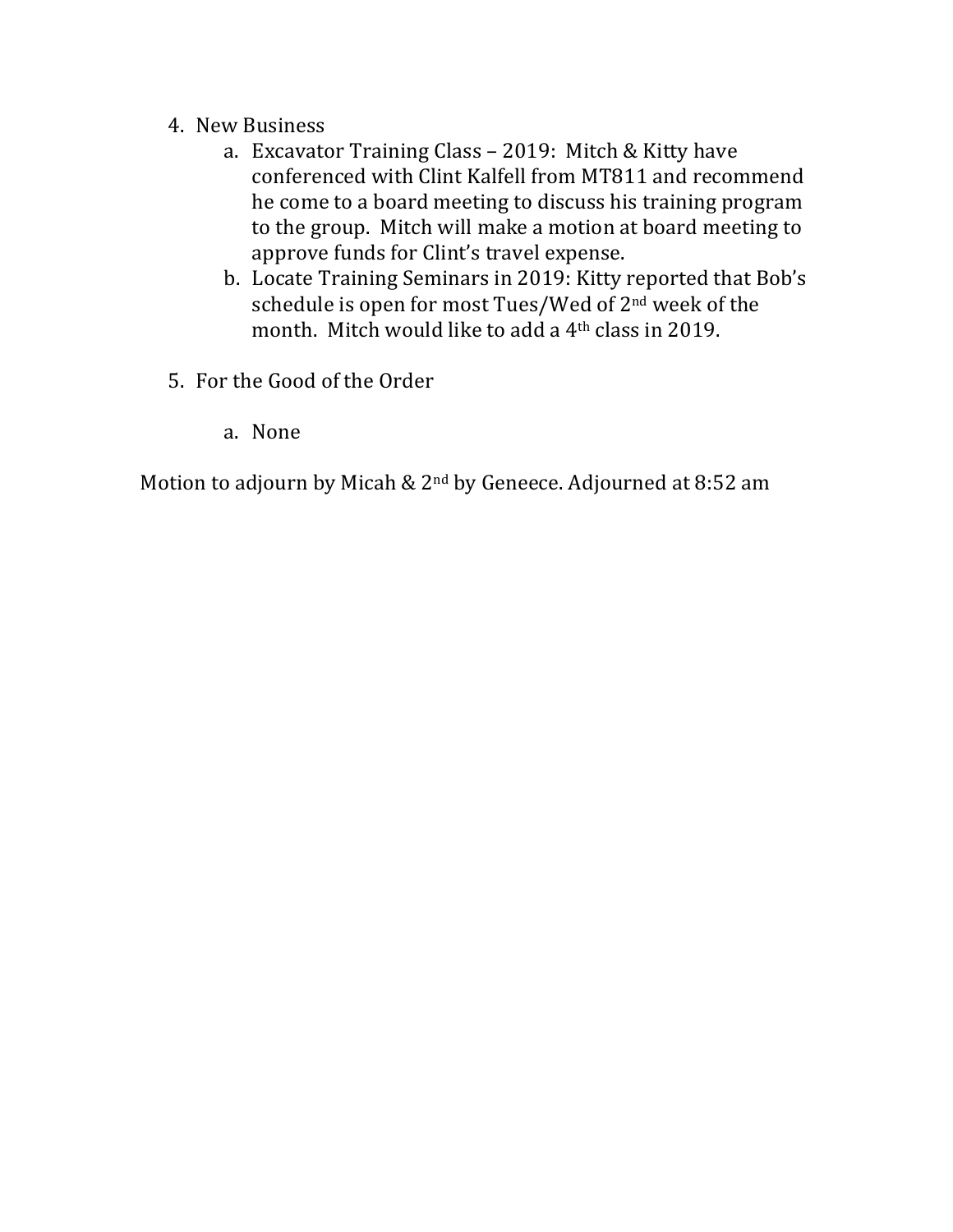4. New Business
    a. Excavator Training Class – 2019: Mitch & Kitty have conferenced with Clint Kalfell from MT811 and recommend he come to a board meeting to discuss his training program to the group. Mitch will make a motion at board meeting to approve funds for Clint's travel expense.
    b. Locate Training Seminars in 2019: Kitty reported that Bob's schedule is open for most Tues/Wed of 2nd week of the month. Mitch would like to add a 4th class in 2019.

5. For the Good of the Order

    a. None

Motion to adjourn by Micah & 2nd by Geneece. Adjourned at 8:52 am